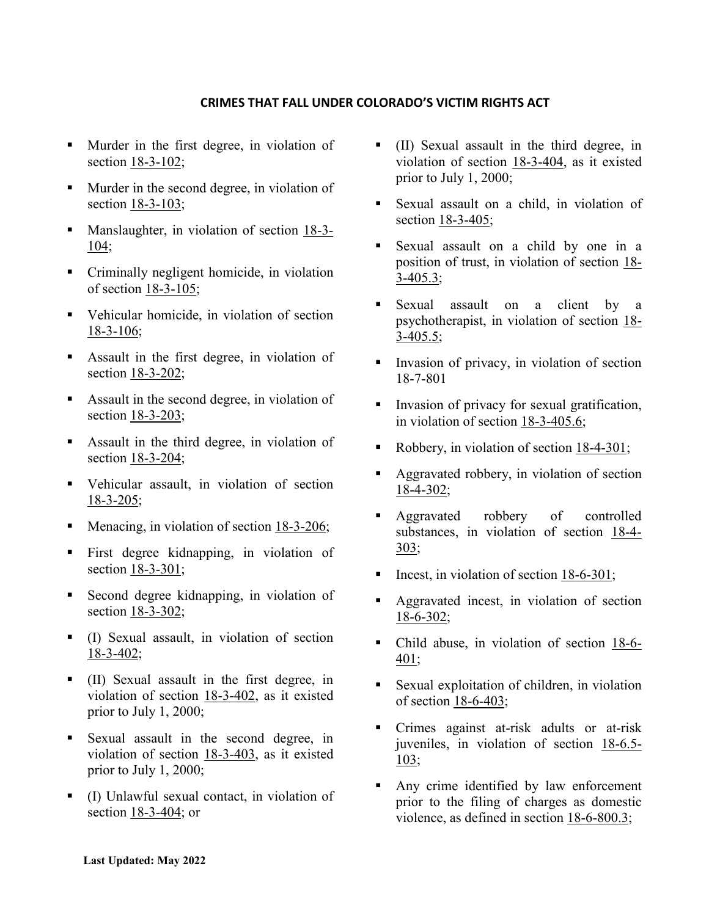# CRIMES THAT FALL UNDER COLORADO'S VICTIM RIGHTS ACT

- Murder in the first degree, in violation of section 18-3-102;
- Murder in the second degree, in violation of section 18-3-103;
- Manslaughter, in violation of section 18-3-104;
- Criminally negligent homicide, in violation of section 18-3-105;
- Vehicular homicide, in violation of section 18-3-106;
- Assault in the first degree, in violation of section 18-3-202;
- Assault in the second degree, in violation of section 18-3-203;
- Assault in the third degree, in violation of section 18-3-204;
- Vehicular assault, in violation of section 18-3-205;
- Menacing, in violation of section 18-3-206;
- First degree kidnapping, in violation of section 18-3-301;
- Second degree kidnapping, in violation of section 18-3-302;
- (I) Sexual assault, in violation of section 18-3-402;
- (II) Sexual assault in the first degree, in violation of section 18-3-402, as it existed prior to July 1, 2000;
- Sexual assault in the second degree, in violation of section 18-3-403, as it existed prior to July 1, 2000;
- (I) Unlawful sexual contact, in violation of section 18-3-404; or
- (II) Sexual assault in the third degree, in violation of section 18-3-404, as it existed prior to July 1, 2000;
- Sexual assault on a child, in violation of section 18-3-405;
- Sexual assault on a child by one in a position of trust, in violation of section 18-3-405.3;
- Sexual assault on a client by a psychotherapist, in violation of section 18-3-405.5;
- Invasion of privacy, in violation of section 18-7-801
- Invasion of privacy for sexual gratification, in violation of section 18-3-405.6;
- Robbery, in violation of section 18-4-301;
- Aggravated robbery, in violation of section 18-4-302;
- Aggravated robbery of controlled substances, in violation of section 18-4-303;
- Incest, in violation of section 18-6-301;
- Aggravated incest, in violation of section 18-6-302;
- Child abuse, in violation of section 18-6-401;
- Sexual exploitation of children, in violation of section 18-6-403;
- Crimes against at-risk adults or at-risk juveniles, in violation of section 18-6.5-103;
- Any crime identified by law enforcement prior to the filing of charges as domestic violence, as defined in section 18-6-800.3;

**Last Updated: May 2022**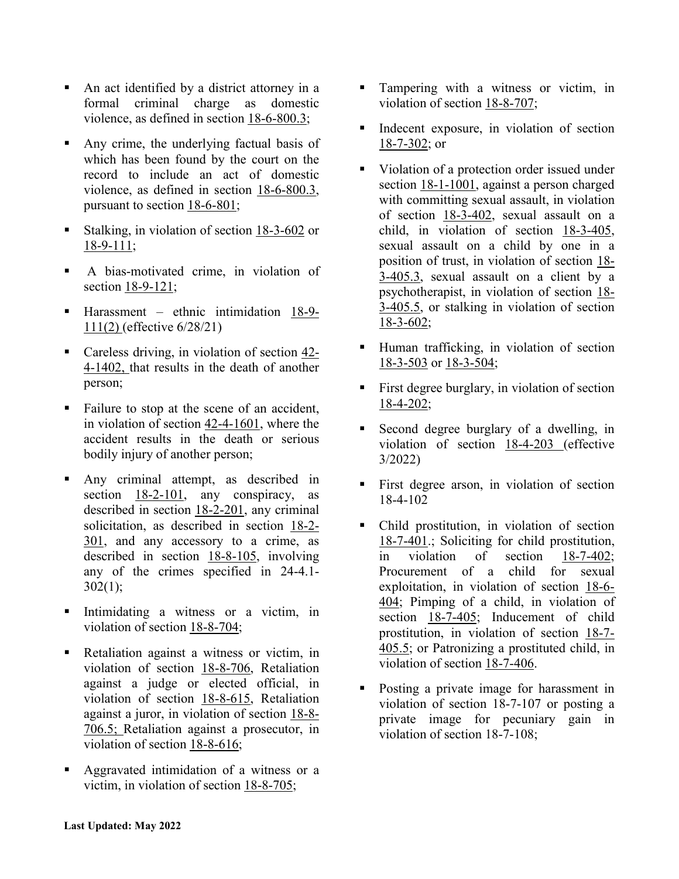- An act identified by a district attorney in a formal criminal charge as domestic violence, as defined in section 18-6-800.3;
- Any crime, the underlying factual basis of which has been found by the court on the record to include an act of domestic violence, as defined in section 18-6-800.3, pursuant to section 18-6-801;
- Stalking, in violation of section 18-3-602 or 18-9-111;
- A bias-motivated crime, in violation of section 18-9-121;
- Harassment – ethnic intimidation 18-9-111(2) (effective 6/28/21)
- Careless driving, in violation of section 42-4-1402, that results in the death of another person;
- Failure to stop at the scene of an accident, in violation of section 42-4-1601, where the accident results in the death or serious bodily injury of another person;
- Any criminal attempt, as described in section 18-2-101, any conspiracy, as described in section 18-2-201, any criminal solicitation, as described in section 18-2-301, and any accessory to a crime, as described in section 18-8-105, involving any of the crimes specified in 24-4.1-302(1);
- Intimidating a witness or a victim, in violation of section 18-8-704;
- Retaliation against a witness or victim, in violation of section 18-8-706, Retaliation against a judge or elected official, in violation of section 18-8-615, Retaliation against a juror, in violation of section 18-8-706.5; Retaliation against a prosecutor, in violation of section 18-8-616;
- Aggravated intimidation of a witness or a victim, in violation of section 18-8-705;
- Tampering with a witness or victim, in violation of section 18-8-707;
- Indecent exposure, in violation of section 18-7-302; or
- Violation of a protection order issued under section 18-1-1001, against a person charged with committing sexual assault, in violation of section 18-3-402, sexual assault on a child, in violation of section 18-3-405, sexual assault on a child by one in a position of trust, in violation of section 18-3-405.3, sexual assault on a client by a psychotherapist, in violation of section 18-3-405.5, or stalking in violation of section 18-3-602;
- Human trafficking, in violation of section 18-3-503 or 18-3-504;
- First degree burglary, in violation of section 18-4-202;
- Second degree burglary of a dwelling, in violation of section 18-4-203 (effective 3/2022)
- First degree arson, in violation of section 18-4-102
- Child prostitution, in violation of section 18-7-401.; Soliciting for child prostitution, in violation of section 18-7-402; Procurement of a child for sexual exploitation, in violation of section 18-6-404; Pimping of a child, in violation of section 18-7-405; Inducement of child prostitution, in violation of section 18-7-405.5; or Patronizing a prostituted child, in violation of section 18-7-406.
- Posting a private image for harassment in violation of section 18-7-107 or posting a private image for pecuniary gain in violation of section 18-7-108;

**Last Updated: May 2022**